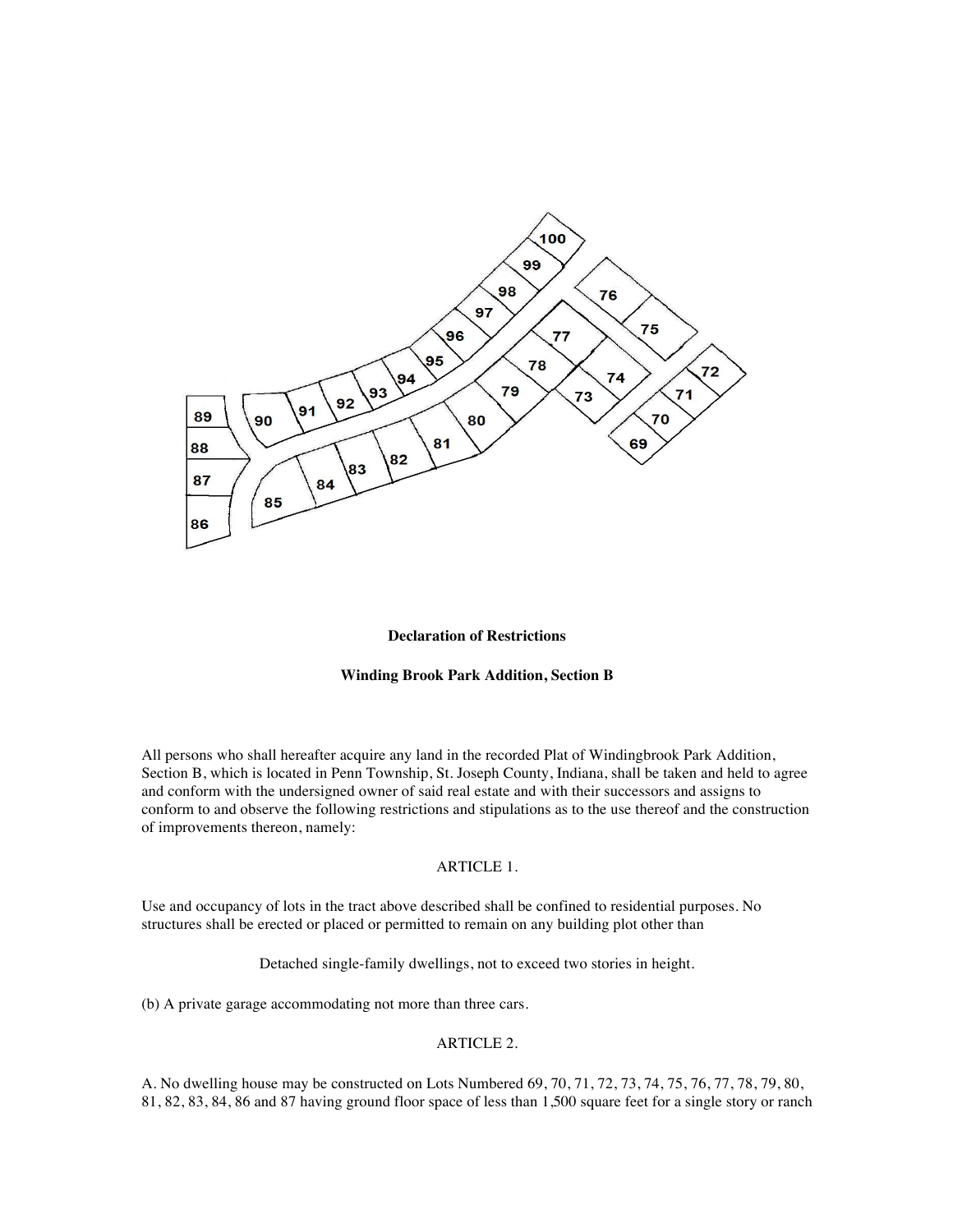**Declaration of Restrictions**

**Winding Brook Park Addition, Section B**

All persons who shall hereafter acquire any land in the recorded Plat of Windingbrook Park Addition, Section B, which is located in Penn Township, St. Joseph County, Indiana, shall be taken and held to agree and conform with the undersigned owner of said real estate and with their successors and assigns to conform to and observe the following restrictions and stipulations as to the use thereof and the construction of improvements thereon, namely:

ARTICLE 1.

Use and occupancy of lots in the tract above described shall be confined to residential purposes. No structures shall be erected or placed or permitted to remain on any building plot other than

Detached single-family dwellings, not to exceed two stories in height.

(b) A private garage accommodating not more than three cars.

ARTICLE 2.

A. No dwelling house may be constructed on Lots Numbered 69, 70, 71, 72, 73, 74, 75, 76, 77, 78, 79, 80, 81, 82, 83, 84, 86 and 87 having ground floor space of less than 1,500 square feet for a single story or ranch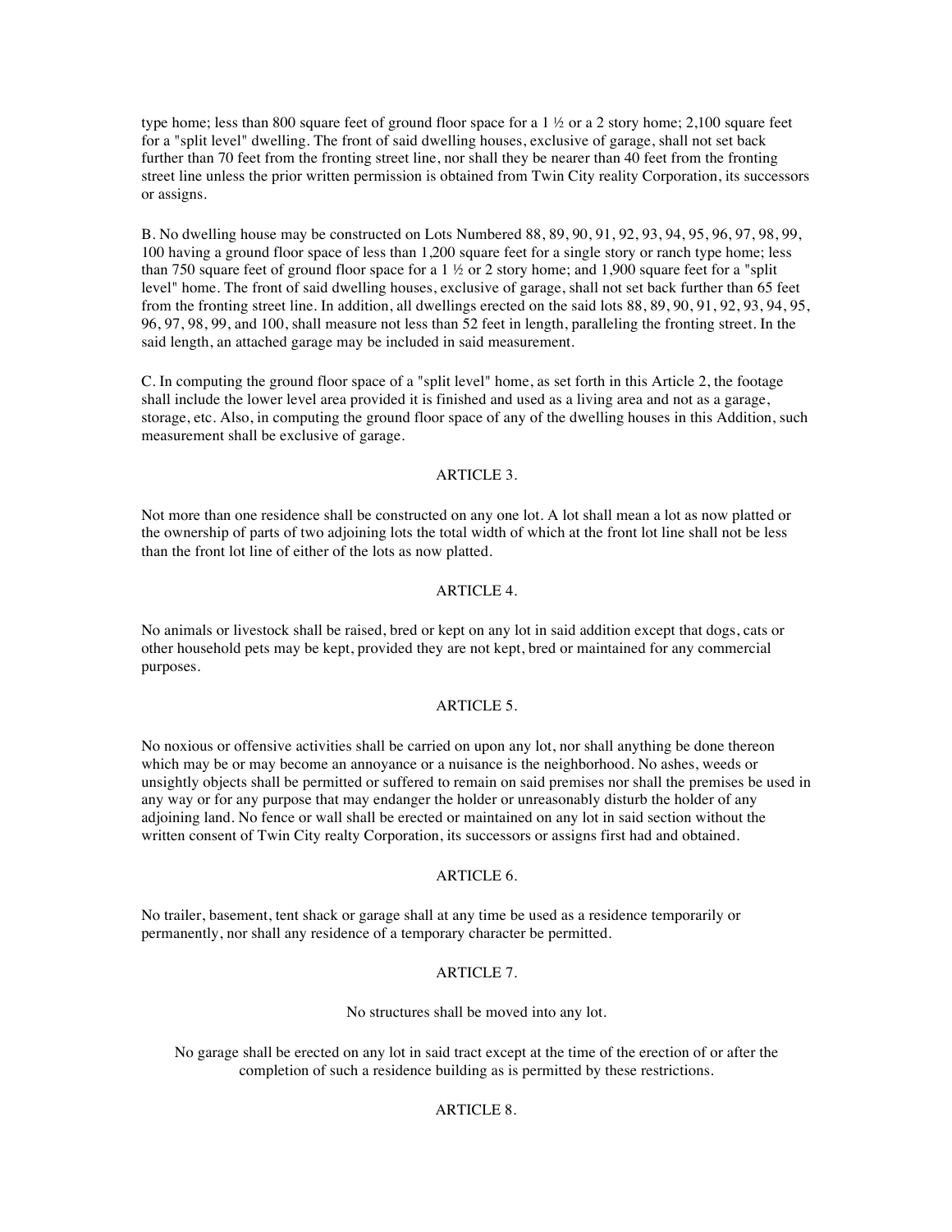type home; less than 800 square feet of ground floor space for a 1 ½ or a 2 story home; 2,100 square feet for a "split level" dwelling. The front of said dwelling houses, exclusive of garage, shall not set back further than 70 feet from the fronting street line, nor shall they be nearer than 40 feet from the fronting street line unless the prior written permission is obtained from Twin City reality Corporation, its successors or assigns.

B. No dwelling house may be constructed on Lots Numbered 88, 89, 90, 91, 92, 93, 94, 95, 96, 97, 98, 99, 100 having a ground floor space of less than 1,200 square feet for a single story or ranch type home; less than 750 square feet of ground floor space for a 1 ½ or 2 story home; and 1,900 square feet for a "split level" home. The front of said dwelling houses, exclusive of garage, shall not set back further than 65 feet from the fronting street line. In addition, all dwellings erected on the said lots 88, 89, 90, 91, 92, 93, 94, 95, 96, 97, 98, 99, and 100, shall measure not less than 52 feet in length, paralleling the fronting street. In the said length, an attached garage may be included in said measurement.

C. In computing the ground floor space of a "split level" home, as set forth in this Article 2, the footage shall include the lower level area provided it is finished and used as a living area and not as a garage, storage, etc. Also, in computing the ground floor space of any of the dwelling houses in this Addition, such measurement shall be exclusive of garage.

## ARTICLE 3.

Not more than one residence shall be constructed on any one lot. A lot shall mean a lot as now platted or the ownership of parts of two adjoining lots the total width of which at the front lot line shall not be less than the front lot line of either of the lots as now platted.

## ARTICLE 4.

No animals or livestock shall be raised, bred or kept on any lot in said addition except that dogs, cats or other household pets may be kept, provided they are not kept, bred or maintained for any commercial purposes.

## ARTICLE 5.

No noxious or offensive activities shall be carried on upon any lot, nor shall anything be done thereon which may be or may become an annoyance or a nuisance is the neighborhood. No ashes, weeds or unsightly objects shall be permitted or suffered to remain on said premises nor shall the premises be used in any way or for any purpose that may endanger the holder or unreasonably disturb the holder of any adjoining land. No fence or wall shall be erected or maintained on any lot in said section without the written consent of Twin City realty Corporation, its successors or assigns first had and obtained.

## ARTICLE 6.

No trailer, basement, tent shack or garage shall at any time be used as a residence temporarily or permanently, nor shall any residence of a temporary character be permitted.

## ARTICLE 7.

No structures shall be moved into any lot.

No garage shall be erected on any lot in said tract except at the time of the erection of or after the completion of such a residence building as is permitted by these restrictions.

## ARTICLE 8.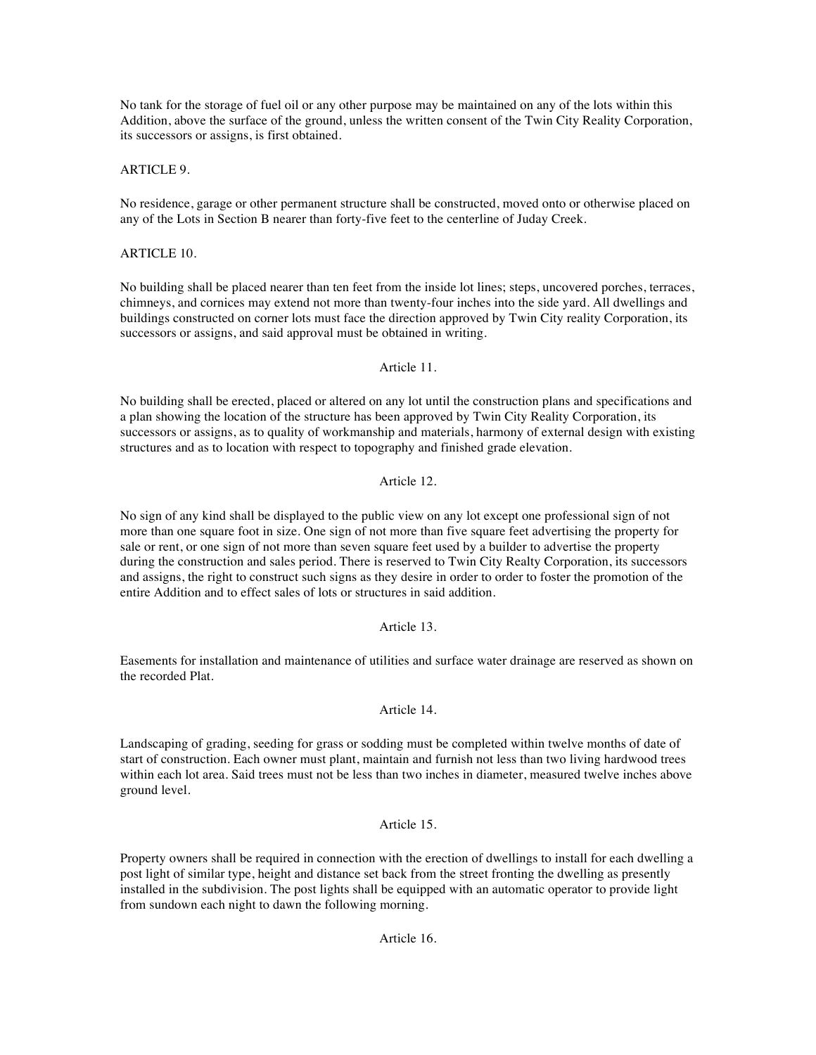No tank for the storage of fuel oil or any other purpose may be maintained on any of the lots within this Addition, above the surface of the ground, unless the written consent of the Twin City Reality Corporation, its successors or assigns, is first obtained.

ARTICLE 9.

No residence, garage or other permanent structure shall be constructed, moved onto or otherwise placed on any of the Lots in Section B nearer than forty-five feet to the centerline of Juday Creek.

ARTICLE 10.

No building shall be placed nearer than ten feet from the inside lot lines; steps, uncovered porches, terraces, chimneys, and cornices may extend not more than twenty-four inches into the side yard. All dwellings and buildings constructed on corner lots must face the direction approved by Twin City reality Corporation, its successors or assigns, and said approval must be obtained in writing.

Article 11.

No building shall be erected, placed or altered on any lot until the construction plans and specifications and a plan showing the location of the structure has been approved by Twin City Reality Corporation, its successors or assigns, as to quality of workmanship and materials, harmony of external design with existing structures and as to location with respect to topography and finished grade elevation.

Article 12.

No sign of any kind shall be displayed to the public view on any lot except one professional sign of not more than one square foot in size. One sign of not more than five square feet advertising the property for sale or rent, or one sign of not more than seven square feet used by a builder to advertise the property during the construction and sales period. There is reserved to Twin City Realty Corporation, its successors and assigns, the right to construct such signs as they desire in order to order to foster the promotion of the entire Addition and to effect sales of lots or structures in said addition.

Article 13.

Easements for installation and maintenance of utilities and surface water drainage are reserved as shown on the recorded Plat.

Article 14.

Landscaping of grading, seeding for grass or sodding must be completed within twelve months of date of start of construction. Each owner must plant, maintain and furnish not less than two living hardwood trees within each lot area. Said trees must not be less than two inches in diameter, measured twelve inches above ground level.

Article 15.

Property owners shall be required in connection with the erection of dwellings to install for each dwelling a post light of similar type, height and distance set back from the street fronting the dwelling as presently installed in the subdivision. The post lights shall be equipped with an automatic operator to provide light from sundown each night to dawn the following morning.

Article 16.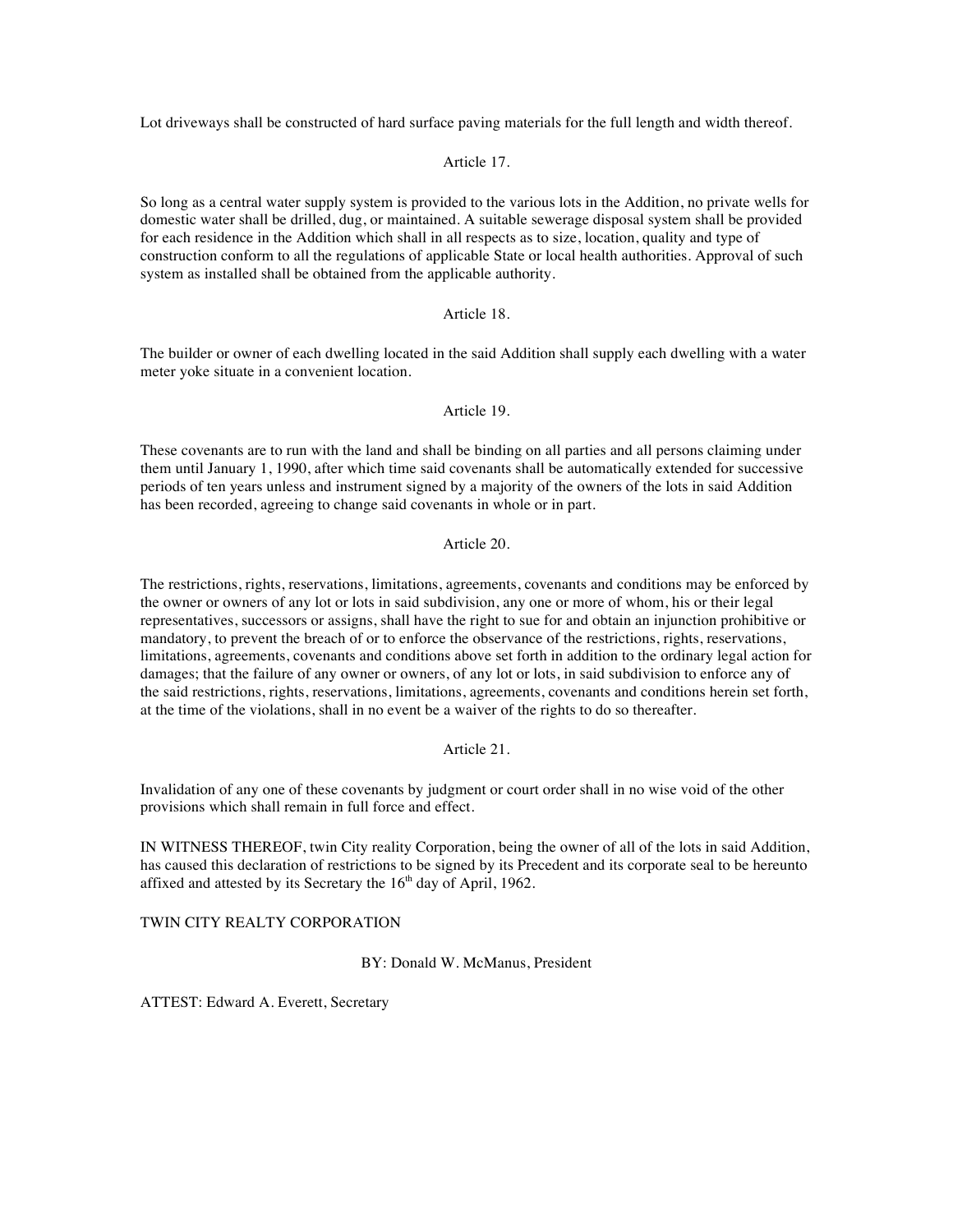Lot driveways shall be constructed of hard surface paving materials for the full length and width thereof.

Article 17.

So long as a central water supply system is provided to the various lots in the Addition, no private wells for domestic water shall be drilled, dug, or maintained. A suitable sewerage disposal system shall be provided for each residence in the Addition which shall in all respects as to size, location, quality and type of construction conform to all the regulations of applicable State or local health authorities. Approval of such system as installed shall be obtained from the applicable authority.

Article 18.

The builder or owner of each dwelling located in the said Addition shall supply each dwelling with a water meter yoke situate in a convenient location.

Article 19.

These covenants are to run with the land and shall be binding on all parties and all persons claiming under them until January 1, 1990, after which time said covenants shall be automatically extended for successive periods of ten years unless and instrument signed by a majority of the owners of the lots in said Addition has been recorded, agreeing to change said covenants in whole or in part.

Article 20.

The restrictions, rights, reservations, limitations, agreements, covenants and conditions may be enforced by the owner or owners of any lot or lots in said subdivision, any one or more of whom, his or their legal representatives, successors or assigns, shall have the right to sue for and obtain an injunction prohibitive or mandatory, to prevent the breach of or to enforce the observance of the restrictions, rights, reservations, limitations, agreements, covenants and conditions above set forth in addition to the ordinary legal action for damages; that the failure of any owner or owners, of any lot or lots, in said subdivision to enforce any of the said restrictions, rights, reservations, limitations, agreements, covenants and conditions herein set forth, at the time of the violations, shall in no event be a waiver of the rights to do so thereafter.

Article 21.

Invalidation of any one of these covenants by judgment or court order shall in no wise void of the other provisions which shall remain in full force and effect.

IN WITNESS THEREOF, twin City reality Corporation, being the owner of all of the lots in said Addition, has caused this declaration of restrictions to be signed by its Precedent and its corporate seal to be hereunto affixed and attested by its Secretary the 16th day of April, 1962.

TWIN CITY REALTY CORPORATION

BY: Donald W. McManus, President

ATTEST: Edward A. Everett, Secretary